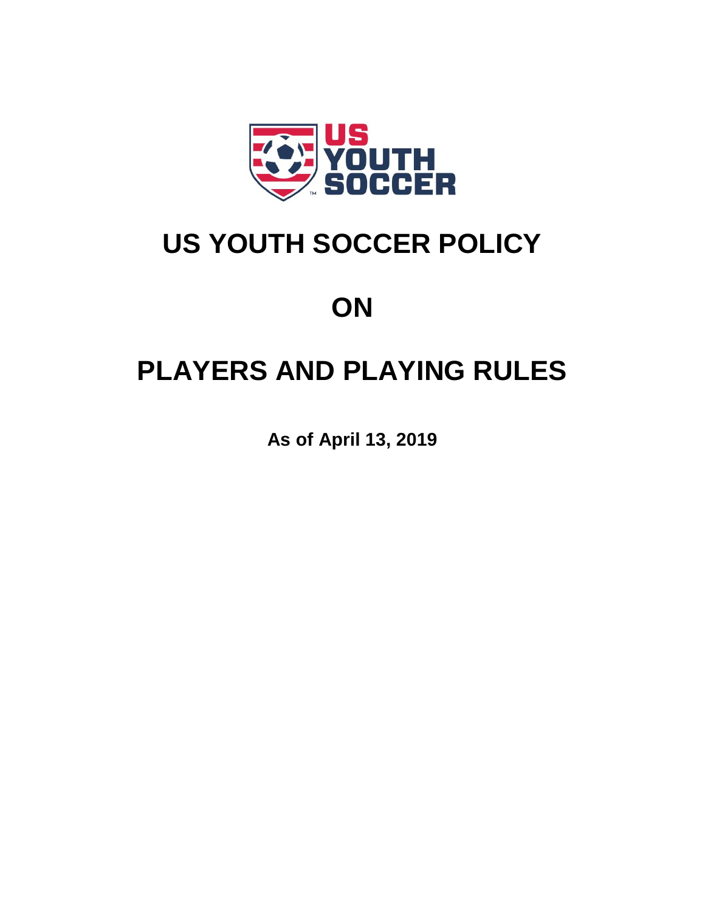# US YOUTH SOCCER POLICY

# ON

# PLAYERS AND PLAYING RULES

**As of April 13, 2019**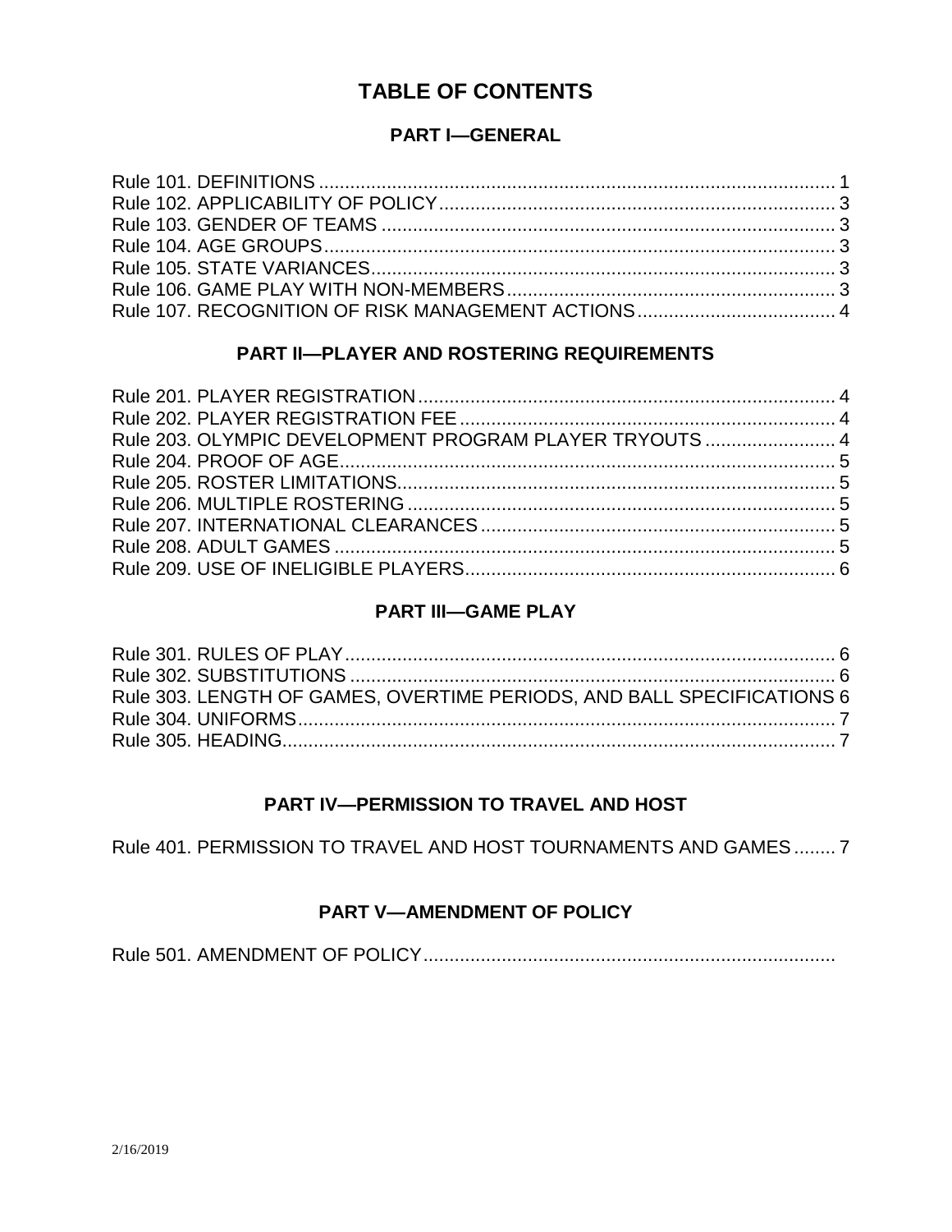# TABLE OF CONTENTS

## PART I—GENERAL

Rule 101. DEFINITIONS .......... 1
Rule 102. APPLICABILITY OF POLICY .......... 3
Rule 103. GENDER OF TEAMS .......... 3
Rule 104. AGE GROUPS .......... 3
Rule 105. STATE VARIANCES .......... 3
Rule 106. GAME PLAY WITH NON-MEMBERS .......... 3
Rule 107. RECOGNITION OF RISK MANAGEMENT ACTIONS .......... 4

## PART II—PLAYER AND ROSTERING REQUIREMENTS

Rule 201. PLAYER REGISTRATION .......... 4
Rule 202. PLAYER REGISTRATION FEE .......... 4
Rule 203. OLYMPIC DEVELOPMENT PROGRAM PLAYER TRYOUTS .......... 4
Rule 204. PROOF OF AGE .......... 5
Rule 205. ROSTER LIMITATIONS .......... 5
Rule 206. MULTIPLE ROSTERING .......... 5
Rule 207. INTERNATIONAL CLEARANCES .......... 5
Rule 208. ADULT GAMES .......... 5
Rule 209. USE OF INELIGIBLE PLAYERS .......... 6

## PART III—GAME PLAY

Rule 301. RULES OF PLAY .......... 6
Rule 302. SUBSTITUTIONS .......... 6
Rule 303. LENGTH OF GAMES, OVERTIME PERIODS, AND BALL SPECIFICATIONS 6
Rule 304. UNIFORMS .......... 7
Rule 305. HEADING .......... 7

## PART IV—PERMISSION TO TRAVEL AND HOST

Rule 401. PERMISSION TO TRAVEL AND HOST TOURNAMENTS AND GAMES .......... 7

## PART V—AMENDMENT OF POLICY

Rule 501. AMENDMENT OF POLICY ..........

2/16/2019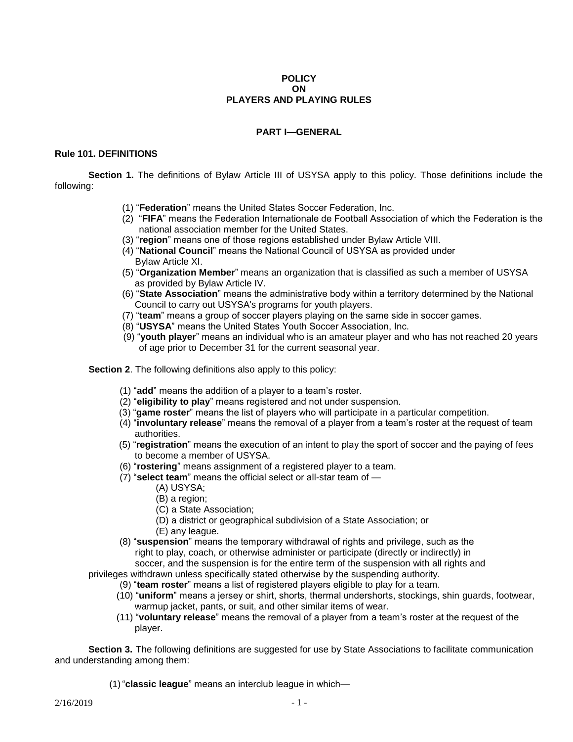**POLICY**
**ON**
**PLAYERS AND PLAYING RULES**

## PART I—GENERAL

### Rule 101. DEFINITIONS

**Section 1.** The definitions of Bylaw Article III of USYSA apply to this policy. Those definitions include the following:

(1) "**Federation**" means the United States Soccer Federation, Inc.
(2) "**FIFA**" means the Federation Internationale de Football Association of which the Federation is the national association member for the United States.
(3) "**region**" means one of those regions established under Bylaw Article VIII.
(4) "**National Council**" means the National Council of USYSA as provided under Bylaw Article XI.
(5) "**Organization Member**" means an organization that is classified as such a member of USYSA as provided by Bylaw Article IV.
(6) "**State Association**" means the administrative body within a territory determined by the National Council to carry out USYSA's programs for youth players.
(7) "**team**" means a group of soccer players playing on the same side in soccer games.
(8) "**USYSA**" means the United States Youth Soccer Association, Inc.
(9) "**youth player**" means an individual who is an amateur player and who has not reached 20 years of age prior to December 31 for the current seasonal year.

**Section 2**. The following definitions also apply to this policy:

(1) "**add**" means the addition of a player to a team's roster.
(2) "**eligibility to play**" means registered and not under suspension.
(3) "**game roster**" means the list of players who will participate in a particular competition.
(4) "**involuntary release**" means the removal of a player from a team's roster at the request of team authorities.
(5) "**registration**" means the execution of an intent to play the sport of soccer and the paying of fees to become a member of USYSA.
(6) "**rostering**" means assignment of a registered player to a team.
(7) "**select team**" means the official select or all-star team of —
   (A) USYSA;
   (B) a region;
   (C) a State Association;
   (D) a district or geographical subdivision of a State Association; or
   (E) any league.
(8) "**suspension**" means the temporary withdrawal of rights and privilege, such as the right to play, coach, or otherwise administer or participate (directly or indirectly) in soccer, and the suspension is for the entire term of the suspension with all rights and privileges withdrawn unless specifically stated otherwise by the suspending authority.
(9) "**team roster**" means a list of registered players eligible to play for a team.
(10) "**uniform**" means a jersey or shirt, shorts, thermal undershorts, stockings, shin guards, footwear, warmup jacket, pants, or suit, and other similar items of wear.
(11) "**voluntary release**" means the removal of a player from a team's roster at the request of the player.

**Section 3.** The following definitions are suggested for use by State Associations to facilitate communication and understanding among them:

(1) "**classic league**" means an interclub league in which—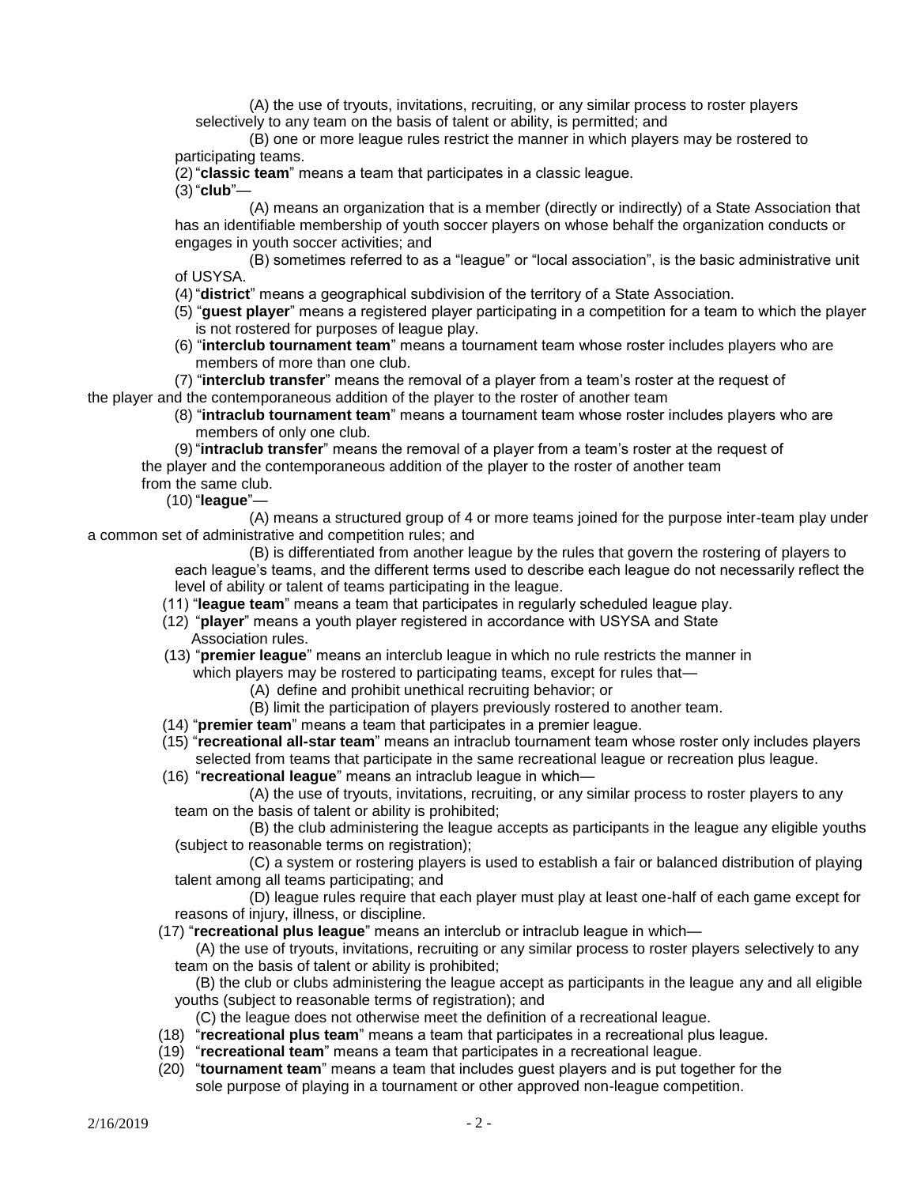(A) the use of tryouts, invitations, recruiting, or any similar process to roster players selectively to any team on the basis of talent or ability, is permitted; and

(B) one or more league rules restrict the manner in which players may be rostered to participating teams.

(2) "**classic team**" means a team that participates in a classic league.

(3) "**club**"—

(A) means an organization that is a member (directly or indirectly) of a State Association that has an identifiable membership of youth soccer players on whose behalf the organization conducts or engages in youth soccer activities; and

(B) sometimes referred to as a "league" or "local association", is the basic administrative unit of USYSA.

(4) "**district**" means a geographical subdivision of the territory of a State Association.

(5) "**guest player**" means a registered player participating in a competition for a team to which the player is not rostered for purposes of league play.

(6) "**interclub tournament team**" means a tournament team whose roster includes players who are members of more than one club.

(7) "**interclub transfer**" means the removal of a player from a team's roster at the request of the player and the contemporaneous addition of the player to the roster of another team

(8) "**intraclub tournament team**" means a tournament team whose roster includes players who are members of only one club.

(9) "**intraclub transfer**" means the removal of a player from a team's roster at the request of the player and the contemporaneous addition of the player to the roster of another team from the same club.

(10) "**league**"—

(A) means a structured group of 4 or more teams joined for the purpose inter-team play under a common set of administrative and competition rules; and

(B) is differentiated from another league by the rules that govern the rostering of players to each league's teams, and the different terms used to describe each league do not necessarily reflect the level of ability or talent of teams participating in the league.

(11) "**league team**" means a team that participates in regularly scheduled league play.

(12) "**player**" means a youth player registered in accordance with USYSA and State Association rules.

(13) "**premier league**" means an interclub league in which no rule restricts the manner in which players may be rostered to participating teams, except for rules that—

(A) define and prohibit unethical recruiting behavior; or

(B) limit the participation of players previously rostered to another team.

(14) "**premier team**" means a team that participates in a premier league.

(15) "**recreational all-star team**" means an intraclub tournament team whose roster only includes players selected from teams that participate in the same recreational league or recreation plus league.

(16) "**recreational league**" means an intraclub league in which—

(A) the use of tryouts, invitations, recruiting, or any similar process to roster players to any team on the basis of talent or ability is prohibited;

(B) the club administering the league accepts as participants in the league any eligible youths (subject to reasonable terms on registration);

(C) a system or rostering players is used to establish a fair or balanced distribution of playing talent among all teams participating; and

(D) league rules require that each player must play at least one-half of each game except for reasons of injury, illness, or discipline.

(17) "**recreational plus league**" means an interclub or intraclub league in which—

(A) the use of tryouts, invitations, recruiting or any similar process to roster players selectively to any team on the basis of talent or ability is prohibited;

(B) the club or clubs administering the league accept as participants in the league any and all eligible youths (subject to reasonable terms of registration); and

(C) the league does not otherwise meet the definition of a recreational league.

(18) "**recreational plus team**" means a team that participates in a recreational plus league.

(19) "**recreational team**" means a team that participates in a recreational league.

(20) "**tournament team**" means a team that includes guest players and is put together for the sole purpose of playing in a tournament or other approved non-league competition.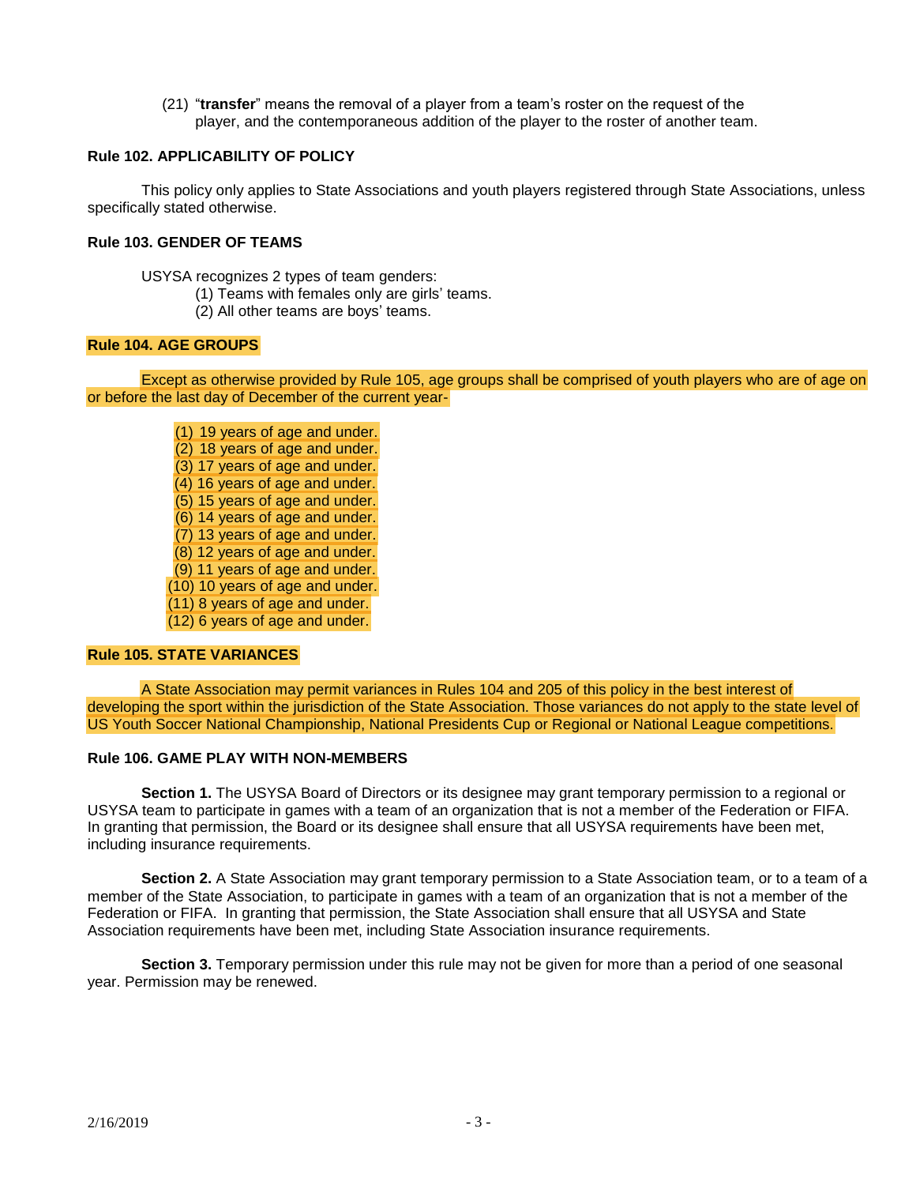(21) "**transfer**" means the removal of a player from a team's roster on the request of the player, and the contemporaneous addition of the player to the roster of another team.

### Rule 102. APPLICABILITY OF POLICY

This policy only applies to State Associations and youth players registered through State Associations, unless specifically stated otherwise.

### Rule 103. GENDER OF TEAMS

USYSA recognizes 2 types of team genders:

(1) Teams with females only are girls' teams.
(2) All other teams are boys' teams.

### Rule 104. AGE GROUPS

Except as otherwise provided by Rule 105, age groups shall be comprised of youth players who are of age on or before the last day of December of the current year-

(1) 19 years of age and under.
(2) 18 years of age and under.
(3) 17 years of age and under.
(4) 16 years of age and under.
(5) 15 years of age and under.
(6) 14 years of age and under.
(7) 13 years of age and under.
(8) 12 years of age and under.
(9) 11 years of age and under.
(10) 10 years of age and under.
(11) 8 years of age and under.
(12) 6 years of age and under.

### Rule 105. STATE VARIANCES

A State Association may permit variances in Rules 104 and 205 of this policy in the best interest of developing the sport within the jurisdiction of the State Association. Those variances do not apply to the state level of US Youth Soccer National Championship, National Presidents Cup or Regional or National League competitions.

### Rule 106. GAME PLAY WITH NON-MEMBERS

**Section 1.** The USYSA Board of Directors or its designee may grant temporary permission to a regional or USYSA team to participate in games with a team of an organization that is not a member of the Federation or FIFA. In granting that permission, the Board or its designee shall ensure that all USYSA requirements have been met, including insurance requirements.

**Section 2.** A State Association may grant temporary permission to a State Association team, or to a team of a member of the State Association, to participate in games with a team of an organization that is not a member of the Federation or FIFA. In granting that permission, the State Association shall ensure that all USYSA and State Association requirements have been met, including State Association insurance requirements.

**Section 3.** Temporary permission under this rule may not be given for more than a period of one seasonal year. Permission may be renewed.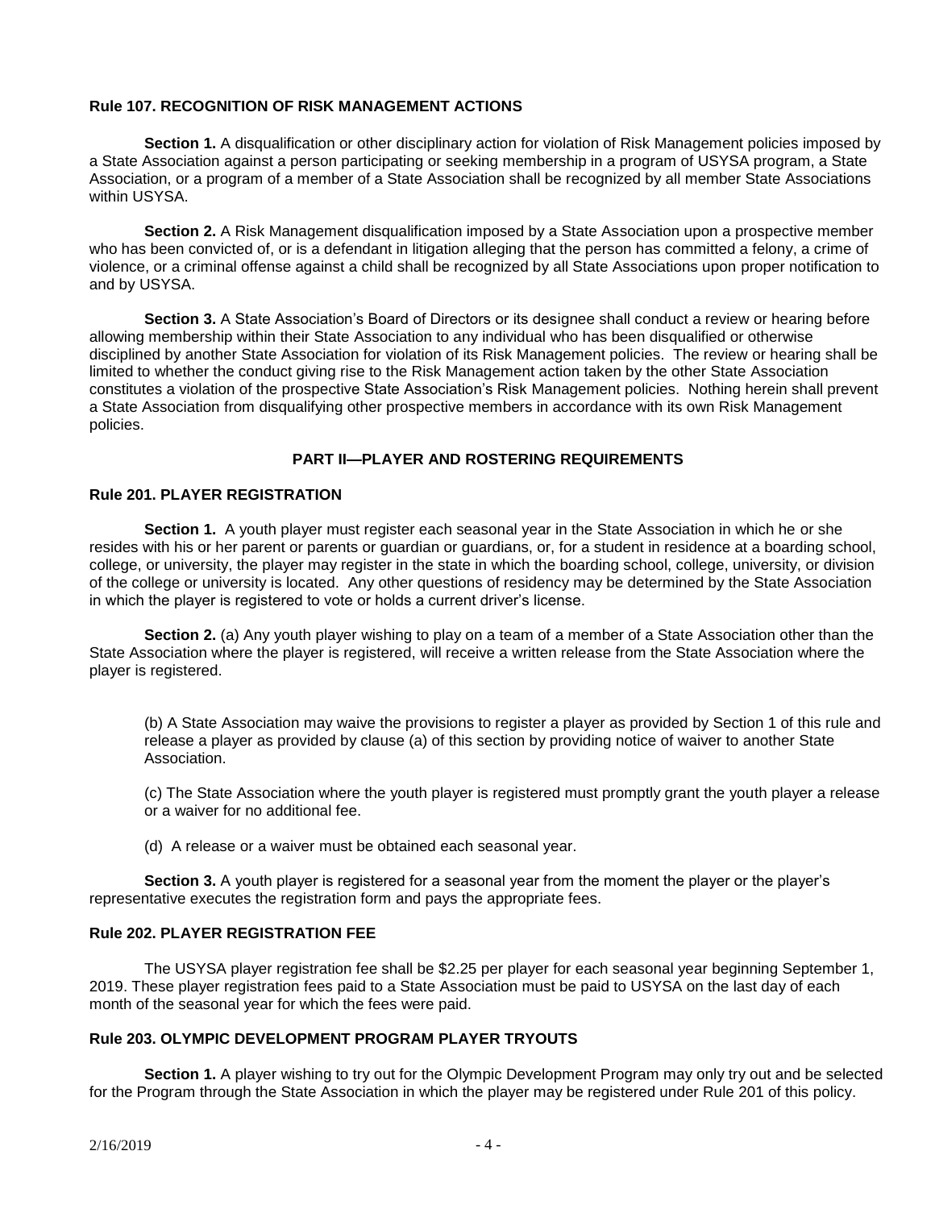### Rule 107. RECOGNITION OF RISK MANAGEMENT ACTIONS

**Section 1.** A disqualification or other disciplinary action for violation of Risk Management policies imposed by a State Association against a person participating or seeking membership in a program of USYSA program, a State Association, or a program of a member of a State Association shall be recognized by all member State Associations within USYSA.

**Section 2.** A Risk Management disqualification imposed by a State Association upon a prospective member who has been convicted of, or is a defendant in litigation alleging that the person has committed a felony, a crime of violence, or a criminal offense against a child shall be recognized by all State Associations upon proper notification to and by USYSA.

**Section 3.** A State Association's Board of Directors or its designee shall conduct a review or hearing before allowing membership within their State Association to any individual who has been disqualified or otherwise disciplined by another State Association for violation of its Risk Management policies. The review or hearing shall be limited to whether the conduct giving rise to the Risk Management action taken by the other State Association constitutes a violation of the prospective State Association's Risk Management policies. Nothing herein shall prevent a State Association from disqualifying other prospective members in accordance with its own Risk Management policies.

## PART II—PLAYER AND ROSTERING REQUIREMENTS

### Rule 201. PLAYER REGISTRATION

**Section 1.** A youth player must register each seasonal year in the State Association in which he or she resides with his or her parent or parents or guardian or guardians, or, for a student in residence at a boarding school, college, or university, the player may register in the state in which the boarding school, college, university, or division of the college or university is located. Any other questions of residency may be determined by the State Association in which the player is registered to vote or holds a current driver's license.

**Section 2.** (a) Any youth player wishing to play on a team of a member of a State Association other than the State Association where the player is registered, will receive a written release from the State Association where the player is registered.

(b) A State Association may waive the provisions to register a player as provided by Section 1 of this rule and release a player as provided by clause (a) of this section by providing notice of waiver to another State Association.

(c) The State Association where the youth player is registered must promptly grant the youth player a release or a waiver for no additional fee.

(d) A release or a waiver must be obtained each seasonal year.

**Section 3.** A youth player is registered for a seasonal year from the moment the player or the player's representative executes the registration form and pays the appropriate fees.

### Rule 202. PLAYER REGISTRATION FEE

The USYSA player registration fee shall be $2.25 per player for each seasonal year beginning September 1, 2019. These player registration fees paid to a State Association must be paid to USYSA on the last day of each month of the seasonal year for which the fees were paid.

### Rule 203. OLYMPIC DEVELOPMENT PROGRAM PLAYER TRYOUTS

**Section 1.** A player wishing to try out for the Olympic Development Program may only try out and be selected for the Program through the State Association in which the player may be registered under Rule 201 of this policy.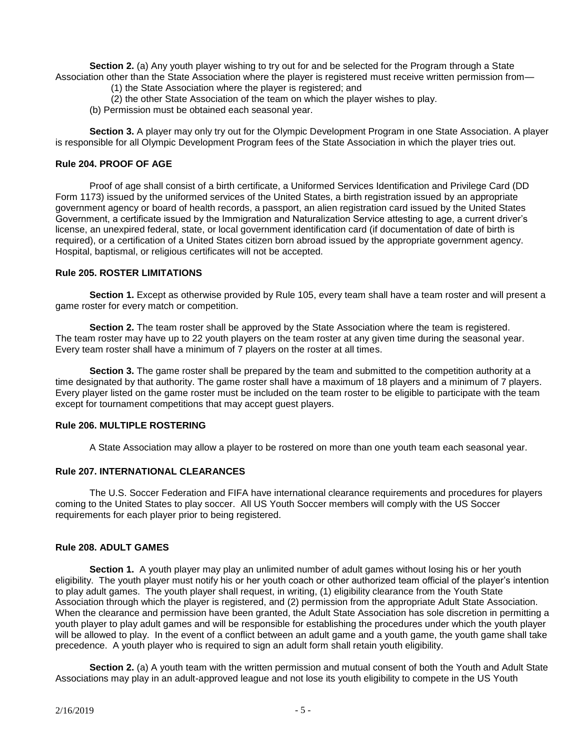**Section 2.** (a) Any youth player wishing to try out for and be selected for the Program through a State Association other than the State Association where the player is registered must receive written permission from—

(1) the State Association where the player is registered; and

(2) the other State Association of the team on which the player wishes to play.

(b) Permission must be obtained each seasonal year.

**Section 3.** A player may only try out for the Olympic Development Program in one State Association. A player is responsible for all Olympic Development Program fees of the State Association in which the player tries out.

### Rule 204. PROOF OF AGE

Proof of age shall consist of a birth certificate, a Uniformed Services Identification and Privilege Card (DD Form 1173) issued by the uniformed services of the United States, a birth registration issued by an appropriate government agency or board of health records, a passport, an alien registration card issued by the United States Government, a certificate issued by the Immigration and Naturalization Service attesting to age, a current driver's license, an unexpired federal, state, or local government identification card (if documentation of date of birth is required), or a certification of a United States citizen born abroad issued by the appropriate government agency. Hospital, baptismal, or religious certificates will not be accepted.

### Rule 205. ROSTER LIMITATIONS

**Section 1.** Except as otherwise provided by Rule 105, every team shall have a team roster and will present a game roster for every match or competition.

**Section 2.** The team roster shall be approved by the State Association where the team is registered. The team roster may have up to 22 youth players on the team roster at any given time during the seasonal year. Every team roster shall have a minimum of 7 players on the roster at all times.

**Section 3.** The game roster shall be prepared by the team and submitted to the competition authority at a time designated by that authority. The game roster shall have a maximum of 18 players and a minimum of 7 players. Every player listed on the game roster must be included on the team roster to be eligible to participate with the team except for tournament competitions that may accept guest players.

### Rule 206. MULTIPLE ROSTERING

A State Association may allow a player to be rostered on more than one youth team each seasonal year.

### Rule 207. INTERNATIONAL CLEARANCES

The U.S. Soccer Federation and FIFA have international clearance requirements and procedures for players coming to the United States to play soccer. All US Youth Soccer members will comply with the US Soccer requirements for each player prior to being registered.

### Rule 208. ADULT GAMES

**Section 1.** A youth player may play an unlimited number of adult games without losing his or her youth eligibility. The youth player must notify his or her youth coach or other authorized team official of the player's intention to play adult games. The youth player shall request, in writing, (1) eligibility clearance from the Youth State Association through which the player is registered, and (2) permission from the appropriate Adult State Association. When the clearance and permission have been granted, the Adult State Association has sole discretion in permitting a youth player to play adult games and will be responsible for establishing the procedures under which the youth player will be allowed to play. In the event of a conflict between an adult game and a youth game, the youth game shall take precedence. A youth player who is required to sign an adult form shall retain youth eligibility.

**Section 2.** (a) A youth team with the written permission and mutual consent of both the Youth and Adult State Associations may play in an adult-approved league and not lose its youth eligibility to compete in the US Youth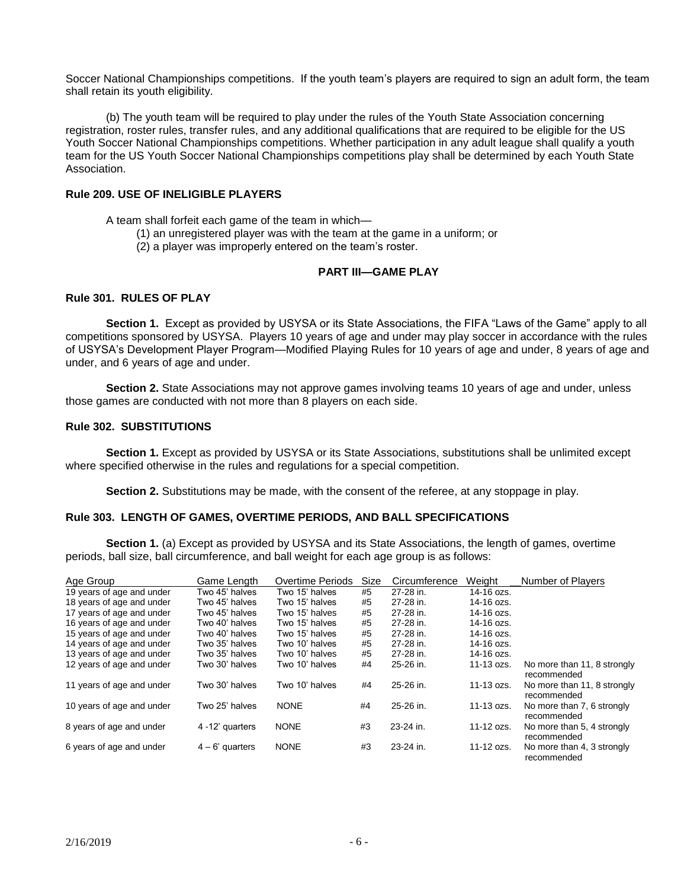Soccer National Championships competitions. If the youth team's players are required to sign an adult form, the team shall retain its youth eligibility.

(b) The youth team will be required to play under the rules of the Youth State Association concerning registration, roster rules, transfer rules, and any additional qualifications that are required to be eligible for the US Youth Soccer National Championships competitions. Whether participation in any adult league shall qualify a youth team for the US Youth Soccer National Championships competitions play shall be determined by each Youth State Association.

### Rule 209. USE OF INELIGIBLE PLAYERS

A team shall forfeit each game of the team in which—

(1) an unregistered player was with the team at the game in a uniform; or

(2) a player was improperly entered on the team's roster.

## PART III—GAME PLAY

### Rule 301. RULES OF PLAY

**Section 1.** Except as provided by USYSA or its State Associations, the FIFA "Laws of the Game" apply to all competitions sponsored by USYSA. Players 10 years of age and under may play soccer in accordance with the rules of USYSA's Development Player Program—Modified Playing Rules for 10 years of age and under, 8 years of age and under, and 6 years of age and under.

**Section 2.** State Associations may not approve games involving teams 10 years of age and under, unless those games are conducted with not more than 8 players on each side.

### Rule 302. SUBSTITUTIONS

**Section 1.** Except as provided by USYSA or its State Associations, substitutions shall be unlimited except where specified otherwise in the rules and regulations for a special competition.

**Section 2.** Substitutions may be made, with the consent of the referee, at any stoppage in play.

### Rule 303. LENGTH OF GAMES, OVERTIME PERIODS, AND BALL SPECIFICATIONS

**Section 1.** (a) Except as provided by USYSA and its State Associations, the length of games, overtime periods, ball size, ball circumference, and ball weight for each age group is as follows:

| Age Group | Game Length | Overtime Periods | Size | Circumference | Weight | Number of Players |
|---|---|---|---|---|---|---|
| 19 years of age and under | Two 45' halves | Two 15' halves | #5 | 27-28 in. | 14-16 ozs. | |
| 18 years of age and under | Two 45' halves | Two 15' halves | #5 | 27-28 in. | 14-16 ozs. | |
| 17 years of age and under | Two 45' halves | Two 15' halves | #5 | 27-28 in. | 14-16 ozs. | |
| 16 years of age and under | Two 40' halves | Two 15' halves | #5 | 27-28 in. | 14-16 ozs. | |
| 15 years of age and under | Two 40' halves | Two 15' halves | #5 | 27-28 in. | 14-16 ozs. | |
| 14 years of age and under | Two 35' halves | Two 10' halves | #5 | 27-28 in. | 14-16 ozs. | |
| 13 years of age and under | Two 35' halves | Two 10' halves | #5 | 27-28 in. | 14-16 ozs. | |
| 12 years of age and under | Two 30' halves | Two 10' halves | #4 | 25-26 in. | 11-13 ozs. | No more than 11, 8 strongly recommended |
| 11 years of age and under | Two 30' halves | Two 10' halves | #4 | 25-26 in. | 11-13 ozs. | No more than 11, 8 strongly recommended |
| 10 years of age and under | Two 25' halves | NONE | #4 | 25-26 in. | 11-13 ozs. | No more than 7, 6 strongly recommended |
| 8 years of age and under | 4 -12' quarters | NONE | #3 | 23-24 in. | 11-12 ozs. | No more than 5, 4 strongly recommended |
| 6 years of age and under | 4 – 6' quarters | NONE | #3 | 23-24 in. | 11-12 ozs. | No more than 4, 3 strongly recommended |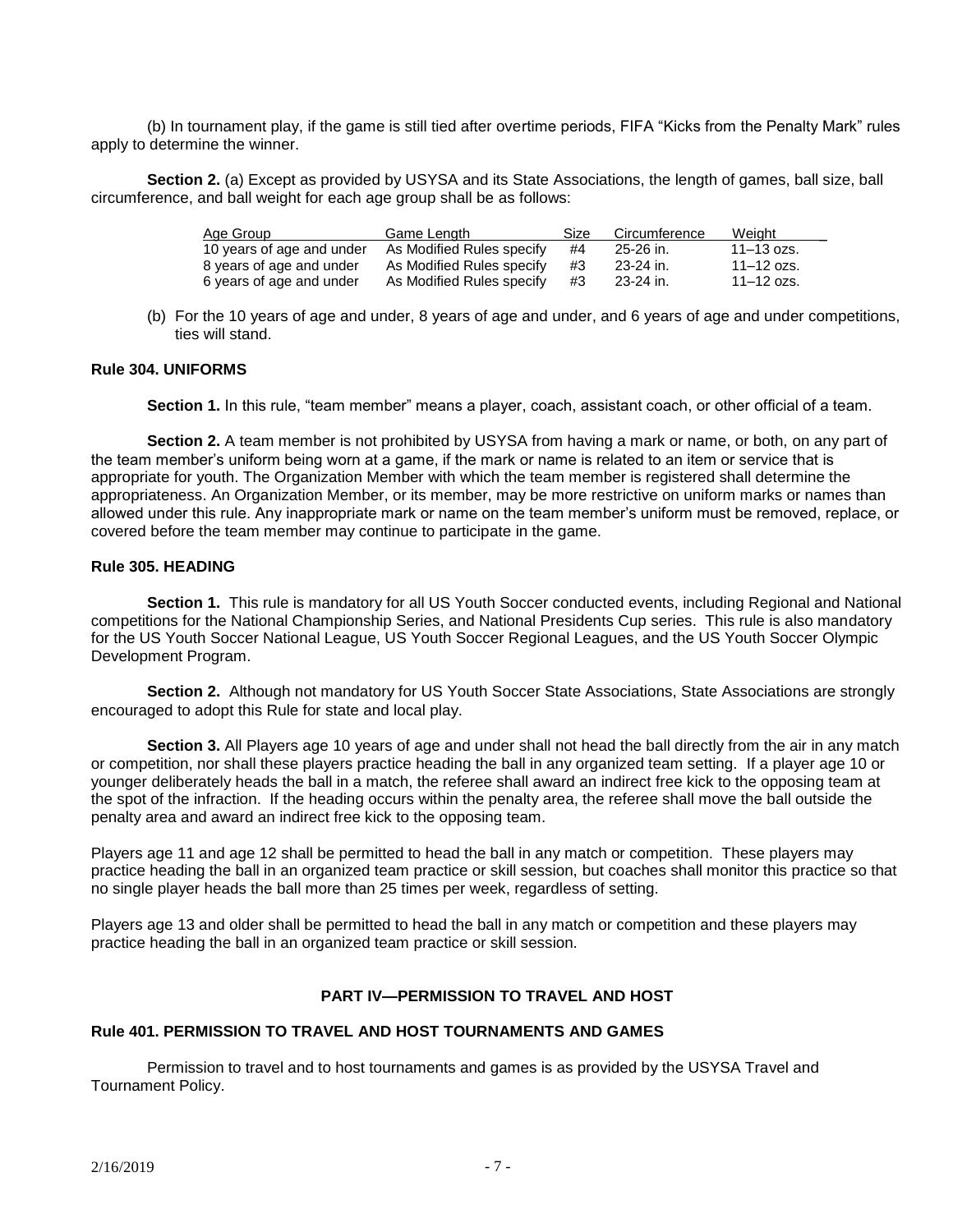(b) In tournament play, if the game is still tied after overtime periods, FIFA "Kicks from the Penalty Mark" rules apply to determine the winner.

**Section 2.** (a) Except as provided by USYSA and its State Associations, the length of games, ball size, ball circumference, and ball weight for each age group shall be as follows:

| Age Group | Game Length | Size | Circumference | Weight |
|---|---|---|---|---|
| 10 years of age and under | As Modified Rules specify | #4 | 25-26 in. | 11–13 ozs. |
| 8 years of age and under | As Modified Rules specify | #3 | 23-24 in. | 11–12 ozs. |
| 6 years of age and under | As Modified Rules specify | #3 | 23-24 in. | 11–12 ozs. |

(b) For the 10 years of age and under, 8 years of age and under, and 6 years of age and under competitions, ties will stand.

### Rule 304. UNIFORMS

**Section 1.** In this rule, "team member" means a player, coach, assistant coach, or other official of a team.

**Section 2.** A team member is not prohibited by USYSA from having a mark or name, or both, on any part of the team member's uniform being worn at a game, if the mark or name is related to an item or service that is appropriate for youth. The Organization Member with which the team member is registered shall determine the appropriateness. An Organization Member, or its member, may be more restrictive on uniform marks or names than allowed under this rule. Any inappropriate mark or name on the team member's uniform must be removed, replace, or covered before the team member may continue to participate in the game.

### Rule 305. HEADING

**Section 1.** This rule is mandatory for all US Youth Soccer conducted events, including Regional and National competitions for the National Championship Series, and National Presidents Cup series. This rule is also mandatory for the US Youth Soccer National League, US Youth Soccer Regional Leagues, and the US Youth Soccer Olympic Development Program.

**Section 2.** Although not mandatory for US Youth Soccer State Associations, State Associations are strongly encouraged to adopt this Rule for state and local play.

**Section 3.** All Players age 10 years of age and under shall not head the ball directly from the air in any match or competition, nor shall these players practice heading the ball in any organized team setting. If a player age 10 or younger deliberately heads the ball in a match, the referee shall award an indirect free kick to the opposing team at the spot of the infraction. If the heading occurs within the penalty area, the referee shall move the ball outside the penalty area and award an indirect free kick to the opposing team.

Players age 11 and age 12 shall be permitted to head the ball in any match or competition. These players may practice heading the ball in an organized team practice or skill session, but coaches shall monitor this practice so that no single player heads the ball more than 25 times per week, regardless of setting.

Players age 13 and older shall be permitted to head the ball in any match or competition and these players may practice heading the ball in an organized team practice or skill session.

## PART IV—PERMISSION TO TRAVEL AND HOST

### Rule 401. PERMISSION TO TRAVEL AND HOST TOURNAMENTS AND GAMES

Permission to travel and to host tournaments and games is as provided by the USYSA Travel and Tournament Policy.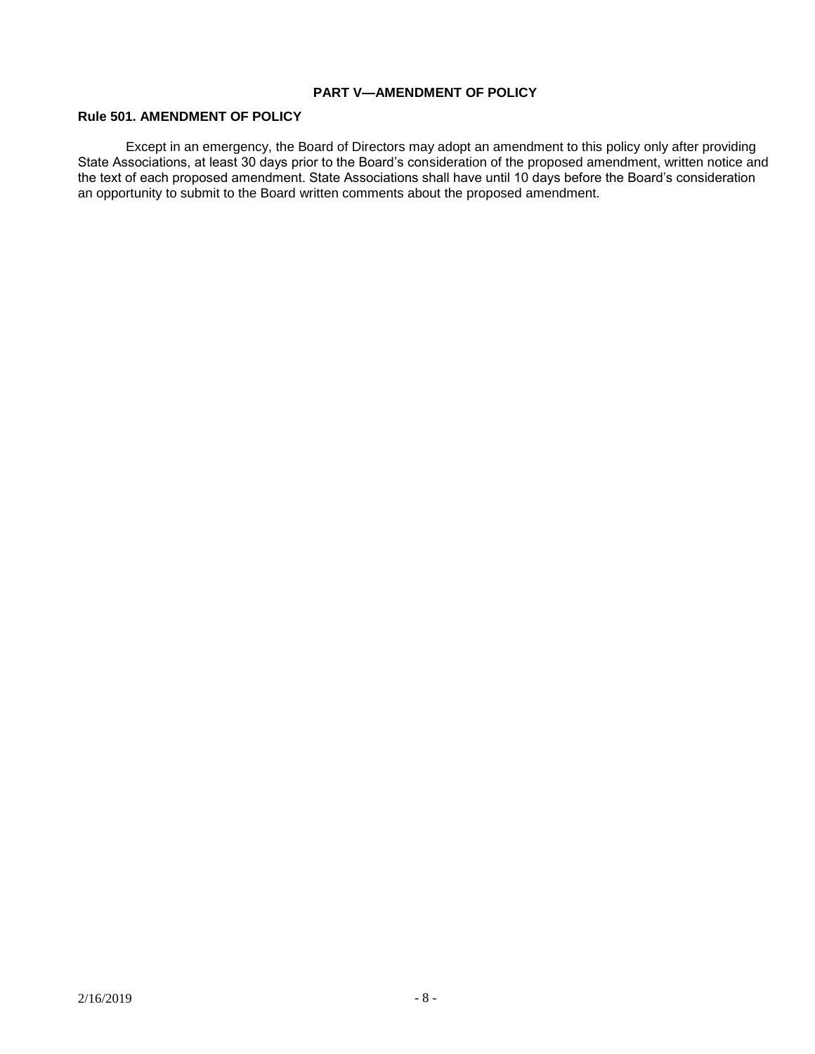## PART V—AMENDMENT OF POLICY

### Rule 501. AMENDMENT OF POLICY

Except in an emergency, the Board of Directors may adopt an amendment to this policy only after providing State Associations, at least 30 days prior to the Board's consideration of the proposed amendment, written notice and the text of each proposed amendment. State Associations shall have until 10 days before the Board's consideration an opportunity to submit to the Board written comments about the proposed amendment.

2/16/2019